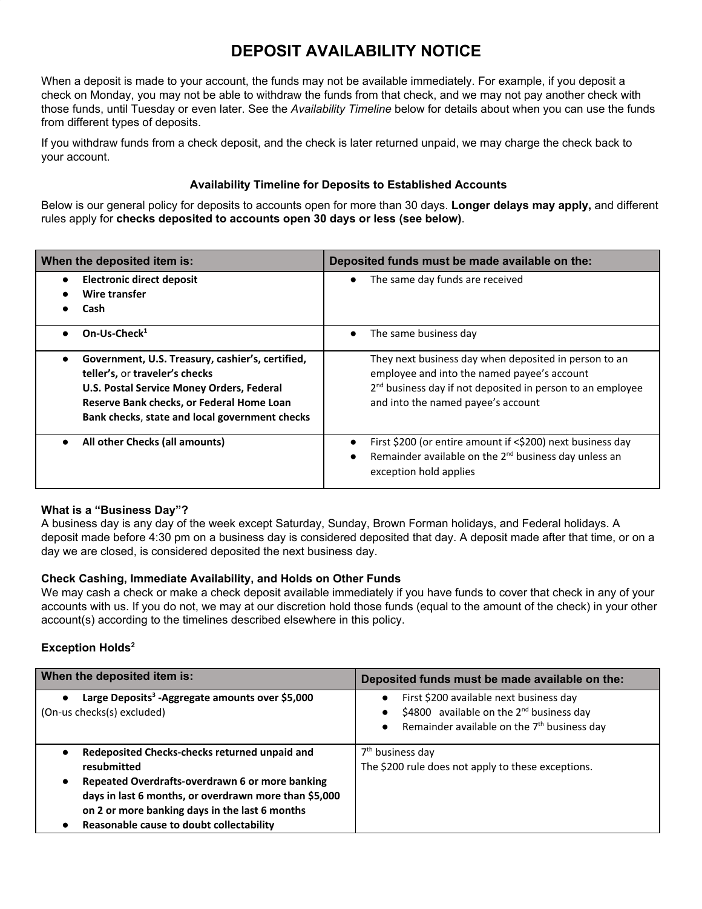# DEPOSIT AVAILABILITY NOTICE

When a deposit is made to your account, the funds may not be available immediately. For example, if you deposit a check on Monday, you may not be able to withdraw the funds from that check, and we may not pay another check with those funds, until Tuesday or even later. See the *Availability Timeline* below for details about when you can use the funds from different types of deposits.

If you withdraw funds from a check deposit, and the check is later returned unpaid, we may charge the check back to your account.

### Availability Timeline for Deposits to Established Accounts

Below is our general policy for deposits to accounts open for more than 30 days. **Longer delays may apply,** and different rules apply for **checks deposited to accounts open 30 days or less (see below)**.

| When the deposited item is: | Deposited funds must be made available on the: |
|---|---|
| • **Electronic direct deposit**<br>• **Wire transfer**<br>• **Cash** | • The same day funds are received |
| • **On-Us-Check**[1] | • The same business day |
| • **Government, U.S. Treasury, cashier's, certified, teller's,** or **traveler's checks**<br>**U.S. Postal Service Money Orders, Federal Reserve Bank checks, or Federal Home Loan Bank checks**, **state and local government checks** | They next business day when deposited in person to an employee and into the named payee's account<br>2nd business day if not deposited in person to an employee and into the named payee's account |
| • **All other Checks (all amounts)** | • First $200 (or entire amount if <$200) next business day<br>• Remainder available on the 2nd business day unless an exception hold applies |

**What is a "Business Day"?**
A business day is any day of the week except Saturday, Sunday, Brown Forman holidays, and Federal holidays. A deposit made before 4:30 pm on a business day is considered deposited that day. A deposit made after that time, or on a day we are closed, is considered deposited the next business day.

**Check Cashing, Immediate Availability, and Holds on Other Funds**
We may cash a check or make a check deposit available immediately if you have funds to cover that check in any of your accounts with us. If you do not, we may at our discretion hold those funds (equal to the amount of the check) in your other account(s) according to the timelines described elsewhere in this policy.

**Exception Holds**[2]

| When the deposited item is: | Deposited funds must be made available on the: |
|---|---|
| • **Large Deposits**[3] **-Aggregate amounts over $5,000**<br>(On-us checks(s) excluded) | • First $200 available next business day<br>• $4800 available on the 2nd business day<br>• Remainder available on the 7th business day |
| • **Redeposited Checks-checks returned unpaid and resubmitted**<br>• **Repeated Overdrafts-overdrawn 6 or more banking days in last 6 months, or overdrawn more than $5,000 on 2 or more banking days in the last 6 months**<br>• **Reasonable cause to doubt collectability** | 7th business day<br>The $200 rule does not apply to these exceptions. |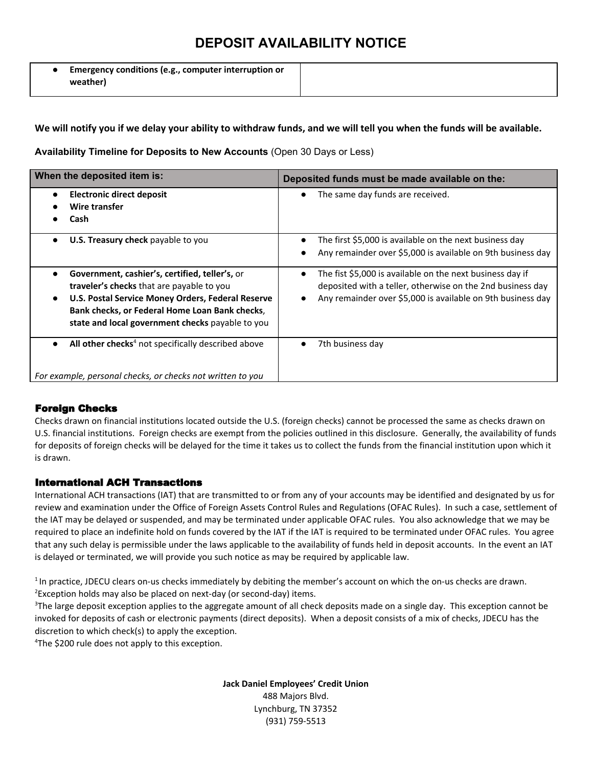# DEPOSIT AVAILABILITY NOTICE

| | |
|---|---|
| • **Emergency conditions (e.g., computer interruption or weather)** | |

**We will notify you if we delay your ability to withdraw funds, and we will tell you when the funds will be available.**

**Availability Timeline for Deposits to New Accounts** (Open 30 Days or Less)

| When the deposited item is: | Deposited funds must be made available on the: |
|---|---|
| • **Electronic direct deposit**<br>• **Wire transfer**<br>• **Cash** | • The same day funds are received. |
| • **U.S. Treasury check** payable to you | • The first $5,000 is available on the next business day<br>• Any remainder over $5,000 is available on 9th business day |
| • **Government, cashier's, certified, teller's,** or **traveler's checks** that are payable to you<br>• **U.S. Postal Service Money Orders, Federal Reserve Bank checks, or Federal Home Loan Bank checks**, **state and local government checks** payable to you | • The fist $5,000 is available on the next business day if deposited with a teller, otherwise on the 2nd business day<br>• Any remainder over $5,000 is available on 9th business day |
| • **All other checks**[4] not specifically described above<br><br>*For example, personal checks, or checks not written to you* | • 7th business day |

### Foreign Checks

Checks drawn on financial institutions located outside the U.S. (foreign checks) cannot be processed the same as checks drawn on U.S. financial institutions. Foreign checks are exempt from the policies outlined in this disclosure. Generally, the availability of funds for deposits of foreign checks will be delayed for the time it takes us to collect the funds from the financial institution upon which it is drawn.

### International ACH Transactions

International ACH transactions (IAT) that are transmitted to or from any of your accounts may be identified and designated by us for review and examination under the Office of Foreign Assets Control Rules and Regulations (OFAC Rules). In such a case, settlement of the IAT may be delayed or suspended, and may be terminated under applicable OFAC rules. You also acknowledge that we may be required to place an indefinite hold on funds covered by the IAT if the IAT is required to be terminated under OFAC rules. You agree that any such delay is permissible under the laws applicable to the availability of funds held in deposit accounts. In the event an IAT is delayed or terminated, we will provide you such notice as may be required by applicable law.

[1] In practice, JDECU clears on-us checks immediately by debiting the member's account on which the on-us checks are drawn.
[2] Exception holds may also be placed on next-day (or second-day) items.
[3] The large deposit exception applies to the aggregate amount of all check deposits made on a single day. This exception cannot be invoked for deposits of cash or electronic payments (direct deposits). When a deposit consists of a mix of checks, JDECU has the discretion to which check(s) to apply the exception.
[4] The $200 rule does not apply to this exception.

**Jack Daniel Employees' Credit Union**
488 Majors Blvd.
Lynchburg, TN 37352
(931) 759-5513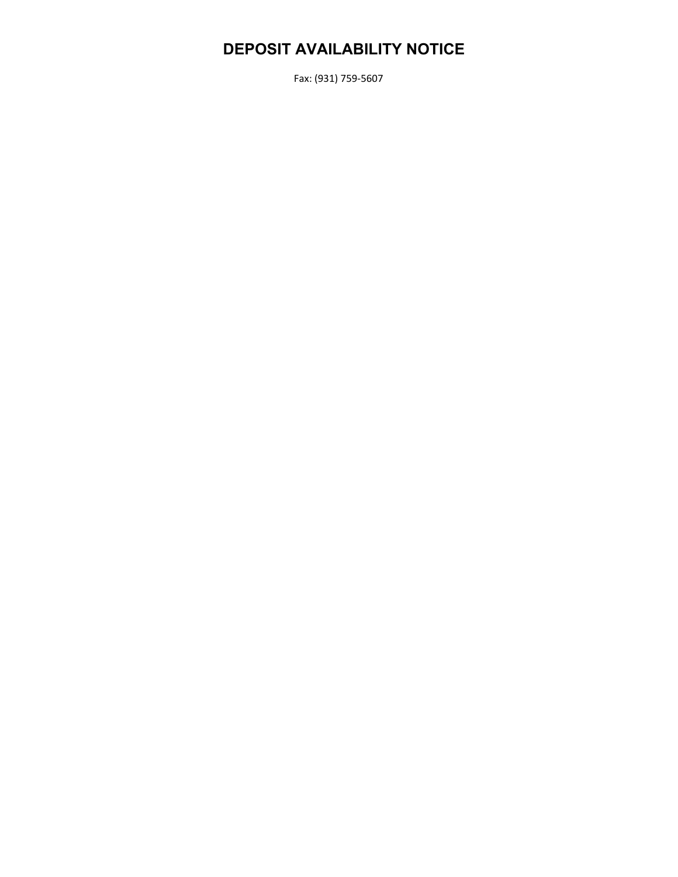# DEPOSIT AVAILABILITY NOTICE

Fax: (931) 759-5607